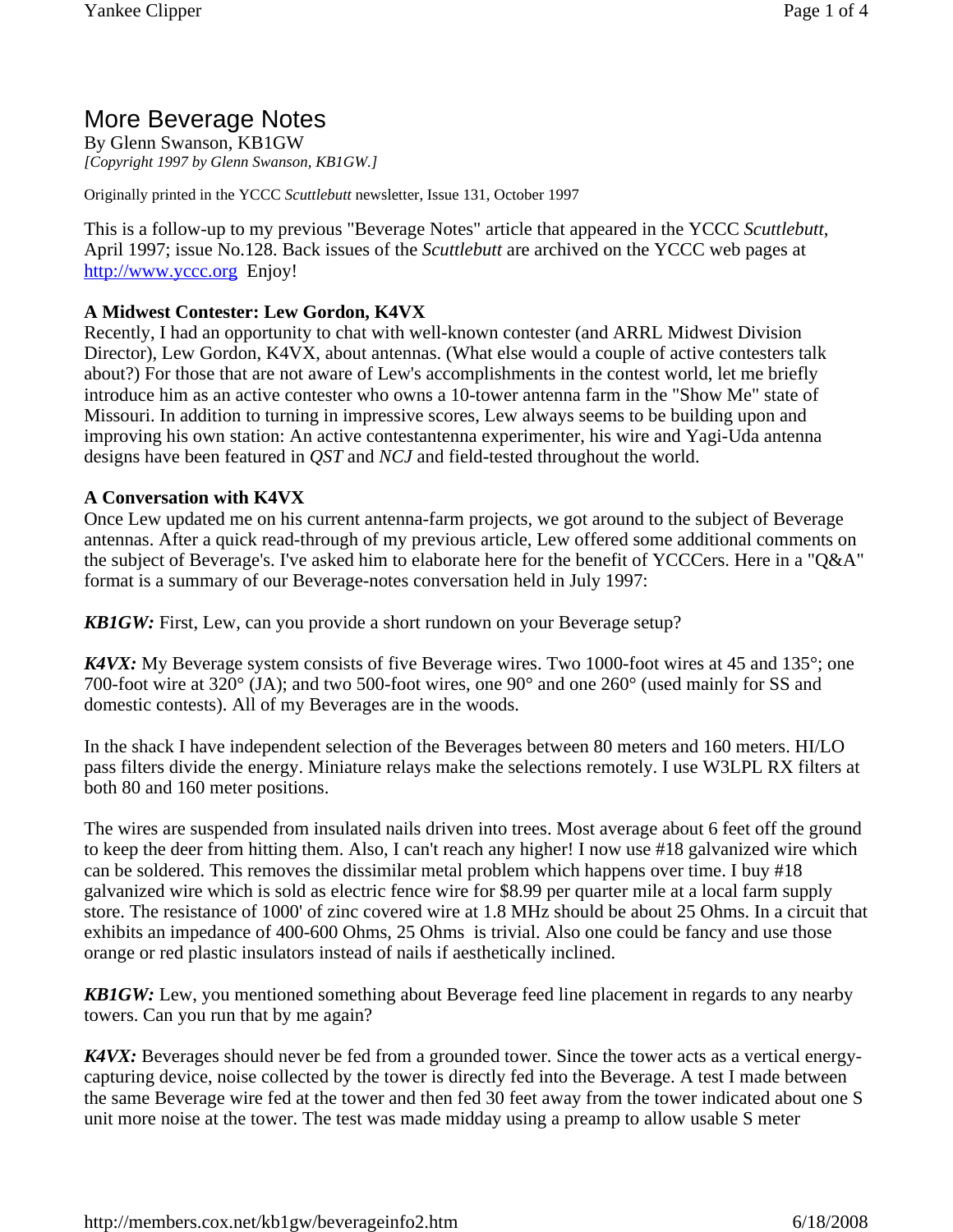# More Beverage Notes

By Glenn Swanson, KB1GW
*[Copyright 1997 by Glenn Swanson, KB1GW.]*

Originally printed in the YCCC *Scuttlebutt* newsletter, Issue 131, October 1997

This is a follow-up to my previous "Beverage Notes" article that appeared in the YCCC *Scuttlebutt*, April 1997; issue No.128. Back issues of the *Scuttlebutt* are archived on the YCCC web pages at [http://www.yccc.org](http://www.yccc.org) Enjoy!

**A Midwest Contester: Lew Gordon, K4VX**

Recently, I had an opportunity to chat with well-known contester (and ARRL Midwest Division Director), Lew Gordon, K4VX, about antennas. (What else would a couple of active contesters talk about?) For those that are not aware of Lew's accomplishments in the contest world, let me briefly introduce him as an active contester who owns a 10-tower antenna farm in the "Show Me" state of Missouri. In addition to turning in impressive scores, Lew always seems to be building upon and improving his own station: An active contestantenna experimenter, his wire and Yagi-Uda antenna designs have been featured in *QST* and *NCJ* and field-tested throughout the world.

**A Conversation with K4VX**

Once Lew updated me on his current antenna-farm projects, we got around to the subject of Beverage antennas. After a quick read-through of my previous article, Lew offered some additional comments on the subject of Beverage's. I've asked him to elaborate here for the benefit of YCCCers. Here in a "Q&A" format is a summary of our Beverage-notes conversation held in July 1997:

***KB1GW:*** First, Lew, can you provide a short rundown on your Beverage setup?

***K4VX:*** My Beverage system consists of five Beverage wires. Two 1000-foot wires at 45 and 135°; one 700-foot wire at 320° (JA); and two 500-foot wires, one 90° and one 260° (used mainly for SS and domestic contests). All of my Beverages are in the woods.

In the shack I have independent selection of the Beverages between 80 meters and 160 meters. HI/LO pass filters divide the energy. Miniature relays make the selections remotely. I use W3LPL RX filters at both 80 and 160 meter positions.

The wires are suspended from insulated nails driven into trees. Most average about 6 feet off the ground to keep the deer from hitting them. Also, I can't reach any higher! I now use #18 galvanized wire which can be soldered. This removes the dissimilar metal problem which happens over time. I buy #18 galvanized wire which is sold as electric fence wire for $8.99 per quarter mile at a local farm supply store. The resistance of 1000' of zinc covered wire at 1.8 MHz should be about 25 Ohms. In a circuit that exhibits an impedance of 400-600 Ohms, 25 Ohms is trivial. Also one could be fancy and use those orange or red plastic insulators instead of nails if aesthetically inclined.

***KB1GW:*** Lew, you mentioned something about Beverage feed line placement in regards to any nearby towers. Can you run that by me again?

***K4VX:*** Beverages should never be fed from a grounded tower. Since the tower acts as a vertical energy-capturing device, noise collected by the tower is directly fed into the Beverage. A test I made between the same Beverage wire fed at the tower and then fed 30 feet away from the tower indicated about one S unit more noise at the tower. The test was made midday using a preamp to allow usable S meter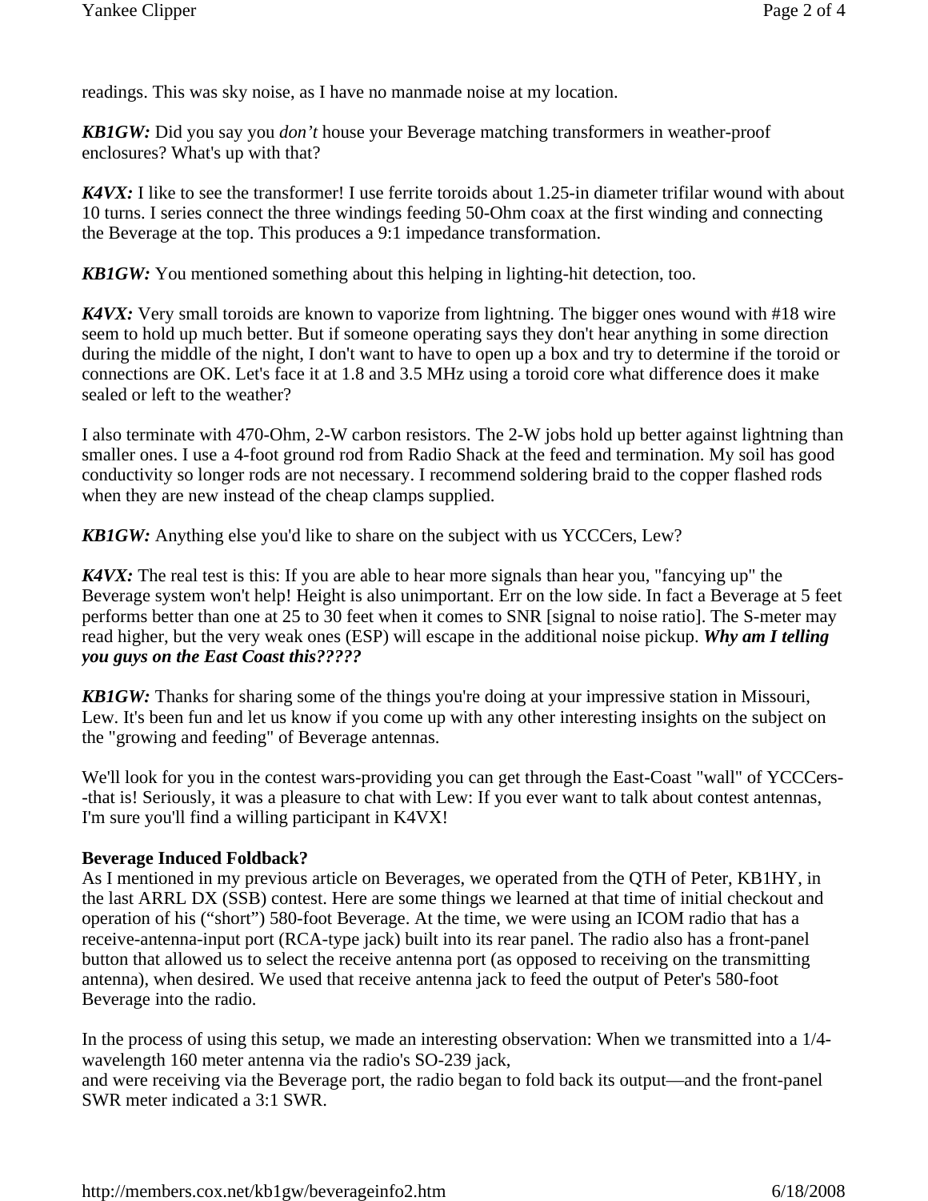readings. This was sky noise, as I have no manmade noise at my location.

***KB1GW:*** Did you say you *don't* house your Beverage matching transformers in weather-proof enclosures? What's up with that?

***K4VX:*** I like to see the transformer! I use ferrite toroids about 1.25-in diameter trifilar wound with about 10 turns. I series connect the three windings feeding 50-Ohm coax at the first winding and connecting the Beverage at the top. This produces a 9:1 impedance transformation.

***KB1GW:*** You mentioned something about this helping in lighting-hit detection, too.

***K4VX:*** Very small toroids are known to vaporize from lightning. The bigger ones wound with #18 wire seem to hold up much better. But if someone operating says they don't hear anything in some direction during the middle of the night, I don't want to have to open up a box and try to determine if the toroid or connections are OK. Let's face it at 1.8 and 3.5 MHz using a toroid core what difference does it make sealed or left to the weather?

I also terminate with 470-Ohm, 2-W carbon resistors. The 2-W jobs hold up better against lightning than smaller ones. I use a 4-foot ground rod from Radio Shack at the feed and termination. My soil has good conductivity so longer rods are not necessary. I recommend soldering braid to the copper flashed rods when they are new instead of the cheap clamps supplied.

***KB1GW:*** Anything else you'd like to share on the subject with us YCCCers, Lew?

***K4VX:*** The real test is this: If you are able to hear more signals than hear you, "fancying up" the Beverage system won't help! Height is also unimportant. Err on the low side. In fact a Beverage at 5 feet performs better than one at 25 to 30 feet when it comes to SNR [signal to noise ratio]. The S-meter may read higher, but the very weak ones (ESP) will escape in the additional noise pickup. ***Why am I telling you guys on the East Coast this?????***

***KB1GW:*** Thanks for sharing some of the things you're doing at your impressive station in Missouri, Lew. It's been fun and let us know if you come up with any other interesting insights on the subject on the "growing and feeding" of Beverage antennas.

We'll look for you in the contest wars-providing you can get through the East-Coast "wall" of YCCCers--that is! Seriously, it was a pleasure to chat with Lew: If you ever want to talk about contest antennas, I'm sure you'll find a willing participant in K4VX!

**Beverage Induced Foldback?**

As I mentioned in my previous article on Beverages, we operated from the QTH of Peter, KB1HY, in the last ARRL DX (SSB) contest. Here are some things we learned at that time of initial checkout and operation of his ("short") 580-foot Beverage. At the time, we were using an ICOM radio that has a receive-antenna-input port (RCA-type jack) built into its rear panel. The radio also has a front-panel button that allowed us to select the receive antenna port (as opposed to receiving on the transmitting antenna), when desired. We used that receive antenna jack to feed the output of Peter's 580-foot Beverage into the radio.

In the process of using this setup, we made an interesting observation: When we transmitted into a 1/4-wavelength 160 meter antenna via the radio's SO-239 jack,
and were receiving via the Beverage port, the radio began to fold back its output—and the front-panel SWR meter indicated a 3:1 SWR.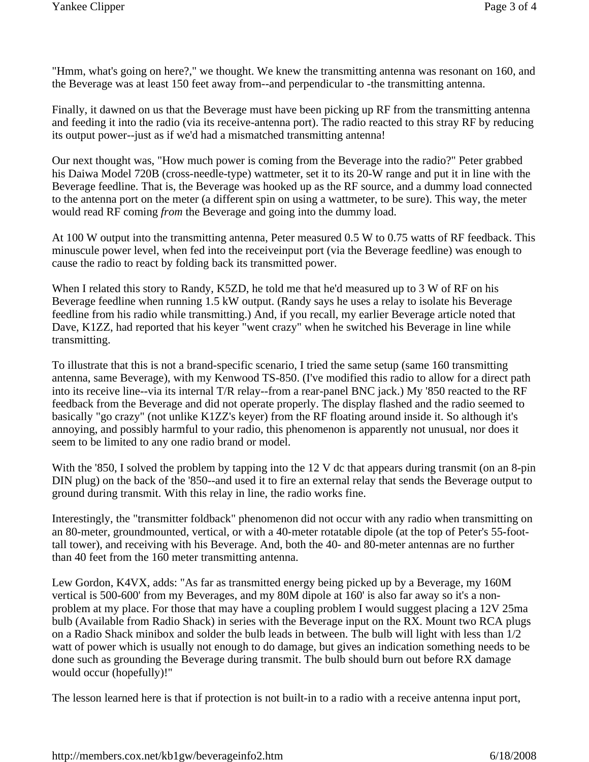"Hmm, what's going on here?," we thought. We knew the transmitting antenna was resonant on 160, and the Beverage was at least 150 feet away from--and perpendicular to -the transmitting antenna.

Finally, it dawned on us that the Beverage must have been picking up RF from the transmitting antenna and feeding it into the radio (via its receive-antenna port). The radio reacted to this stray RF by reducing its output power--just as if we'd had a mismatched transmitting antenna!

Our next thought was, "How much power is coming from the Beverage into the radio?" Peter grabbed his Daiwa Model 720B (cross-needle-type) wattmeter, set it to its 20-W range and put it in line with the Beverage feedline. That is, the Beverage was hooked up as the RF source, and a dummy load connected to the antenna port on the meter (a different spin on using a wattmeter, to be sure). This way, the meter would read RF coming *from* the Beverage and going into the dummy load.

At 100 W output into the transmitting antenna, Peter measured 0.5 W to 0.75 watts of RF feedback. This minuscule power level, when fed into the receiveinput port (via the Beverage feedline) was enough to cause the radio to react by folding back its transmitted power.

When I related this story to Randy, K5ZD, he told me that he'd measured up to 3 W of RF on his Beverage feedline when running 1.5 kW output. (Randy says he uses a relay to isolate his Beverage feedline from his radio while transmitting.) And, if you recall, my earlier Beverage article noted that Dave, K1ZZ, had reported that his keyer "went crazy" when he switched his Beverage in line while transmitting.

To illustrate that this is not a brand-specific scenario, I tried the same setup (same 160 transmitting antenna, same Beverage), with my Kenwood TS-850. (I've modified this radio to allow for a direct path into its receive line--via its internal T/R relay--from a rear-panel BNC jack.) My '850 reacted to the RF feedback from the Beverage and did not operate properly. The display flashed and the radio seemed to basically "go crazy" (not unlike K1ZZ's keyer) from the RF floating around inside it. So although it's annoying, and possibly harmful to your radio, this phenomenon is apparently not unusual, nor does it seem to be limited to any one radio brand or model.

With the '850, I solved the problem by tapping into the 12 V dc that appears during transmit (on an 8-pin DIN plug) on the back of the '850--and used it to fire an external relay that sends the Beverage output to ground during transmit. With this relay in line, the radio works fine.

Interestingly, the "transmitter foldback" phenomenon did not occur with any radio when transmitting on an 80-meter, groundmounted, vertical, or with a 40-meter rotatable dipole (at the top of Peter's 55-foot-tall tower), and receiving with his Beverage. And, both the 40- and 80-meter antennas are no further than 40 feet from the 160 meter transmitting antenna.

Lew Gordon, K4VX, adds: "As far as transmitted energy being picked up by a Beverage, my 160M vertical is 500-600' from my Beverages, and my 80M dipole at 160' is also far away so it's a non-problem at my place. For those that may have a coupling problem I would suggest placing a 12V 25ma bulb (Available from Radio Shack) in series with the Beverage input on the RX. Mount two RCA plugs on a Radio Shack minibox and solder the bulb leads in between. The bulb will light with less than 1/2 watt of power which is usually not enough to do damage, but gives an indication something needs to be done such as grounding the Beverage during transmit. The bulb should burn out before RX damage would occur (hopefully)!"

The lesson learned here is that if protection is not built-in to a radio with a receive antenna input port,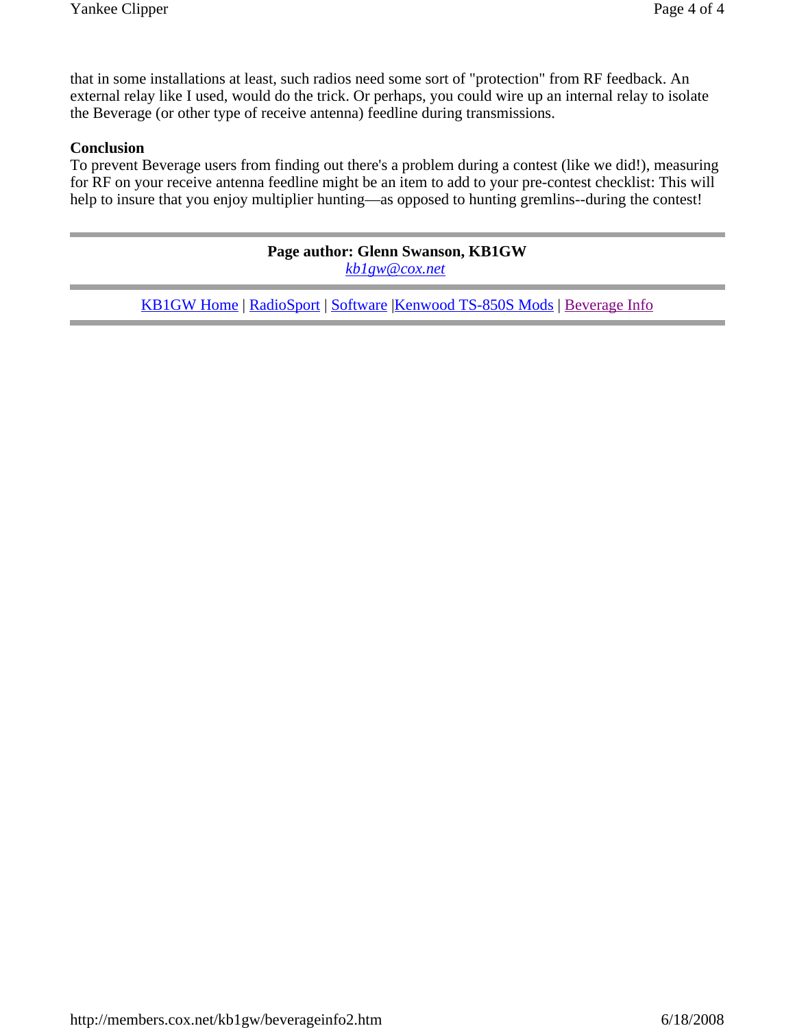that in some installations at least, such radios need some sort of "protection" from RF feedback. An external relay like I used, would do the trick. Or perhaps, you could wire up an internal relay to isolate the Beverage (or other type of receive antenna) feedline during transmissions.

**Conclusion**

To prevent Beverage users from finding out there's a problem during a contest (like we did!), measuring for RF on your receive antenna feedline might be an item to add to your pre-contest checklist: This will help to insure that you enjoy multiplier hunting—as opposed to hunting gremlins--during the contest!

---

**Page author: Glenn Swanson, KB1GW**
*kb1gw@cox.net*

---

KB1GW Home | RadioSport | Software |Kenwood TS-850S Mods | Beverage Info

---